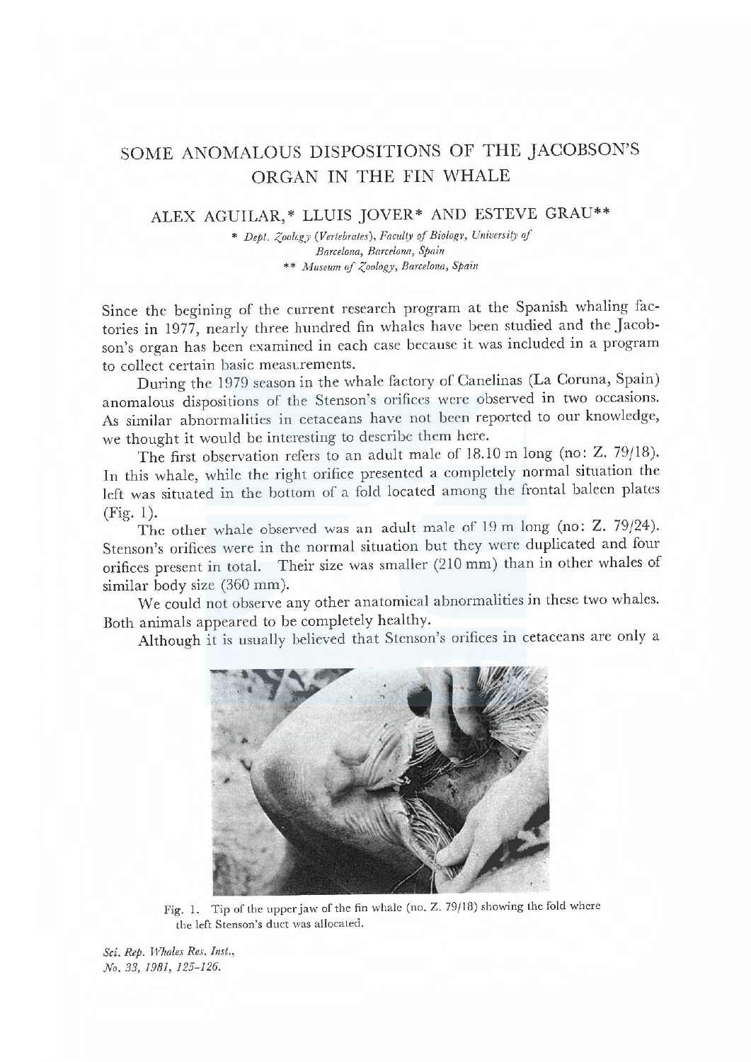# SOME ANOMALOUS DISPOSITIONS OF THE JACOBSON'S ORGAN IN THE FIN WHALE

ALEX AGUILAR,* LLUIS JOVER* AND ESTEVE GRAU**

\* *Dept. Zoology (Vertebrates), Faculty of Biology, University of Barcelona, Barcelona, Spain*
\*\* *Museum of Zoology, Barcelona, Spain*

Since the begining of the current research program at the Spanish whaling factories in 1977, nearly three hundred fin whales have been studied and the Jacobson's organ has been examined in each case because it was included in a program to collect certain basic measurements.

During the 1979 season in the whale factory of Canelinas (La Coruna, Spain) anomalous dispositions of the Stenson's orifices were observed in two occasions. As similar abnormalities in cetaceans have not been reported to our knowledge, we thought it would be interesting to describe them here.

The first observation refers to an adult male of 18.10 m long (no: Z. 79/18). In this whale, while the right orifice presented a completely normal situation the left was situated in the bottom of a fold located among the frontal baleen plates (Fig. 1).

The other whale observed was an adult male of 19 m long (no: Z. 79/24). Stenson's orifices were in the normal situation but they were duplicated and four orifices present in total. Their size was smaller (210 mm) than in other whales of similar body size (360 mm).

We could not observe any other anatomical abnormalities in these two whales. Both animals appeared to be completely healthy.

Although it is usually believed that Stenson's orifices in cetaceans are only a

Fig. 1. Tip of the upper jaw of the fin whale (no. Z. 79/18) showing the fold where the left Stenson's duct was allocated.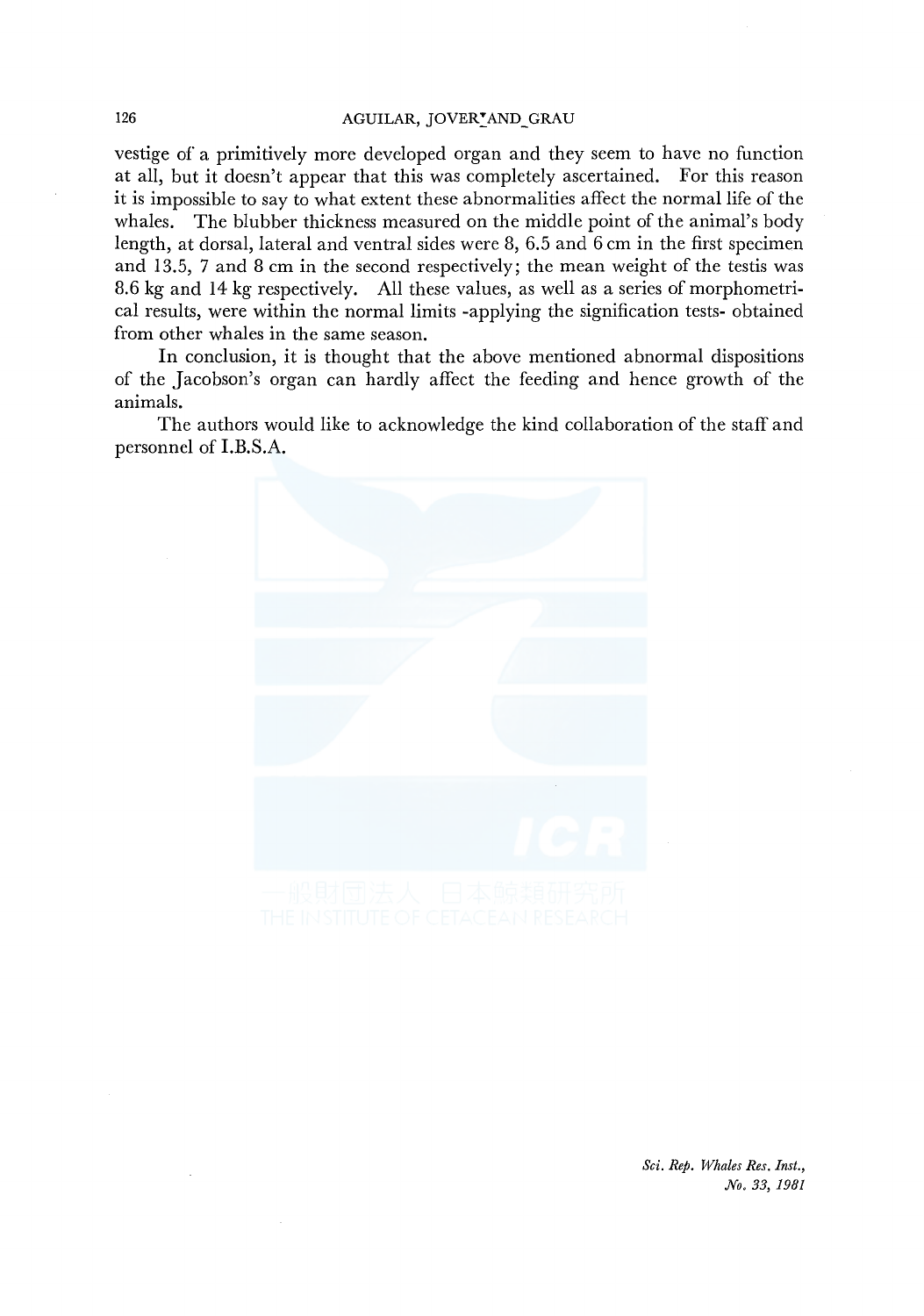vestige of a primitively more developed organ and they seem to have no function at all, but it doesn't appear that this was completely ascertained. For this reason it is impossible to say to what extent these abnormalities affect the normal life of the whales. The blubber thickness measured on the middle point of the animal's body length, at dorsal, lateral and ventral sides were 8, 6.5 and 6 cm in the first specimen and 13.5, 7 and 8 cm in the second respectively; the mean weight of the testis was 8.6 kg and 14 kg respectively. All these values, as well as a series of morphometrical results, were within the normal limits -applying the signification tests- obtained from other whales in the same season.

In conclusion, it is thought that the above mentioned abnormal dispositions of the Jacobson's organ can hardly affect the feeding and hence growth of the animals.

The authors would like to acknowledge the kind collaboration of the staff and personnel of I.B.S.A.